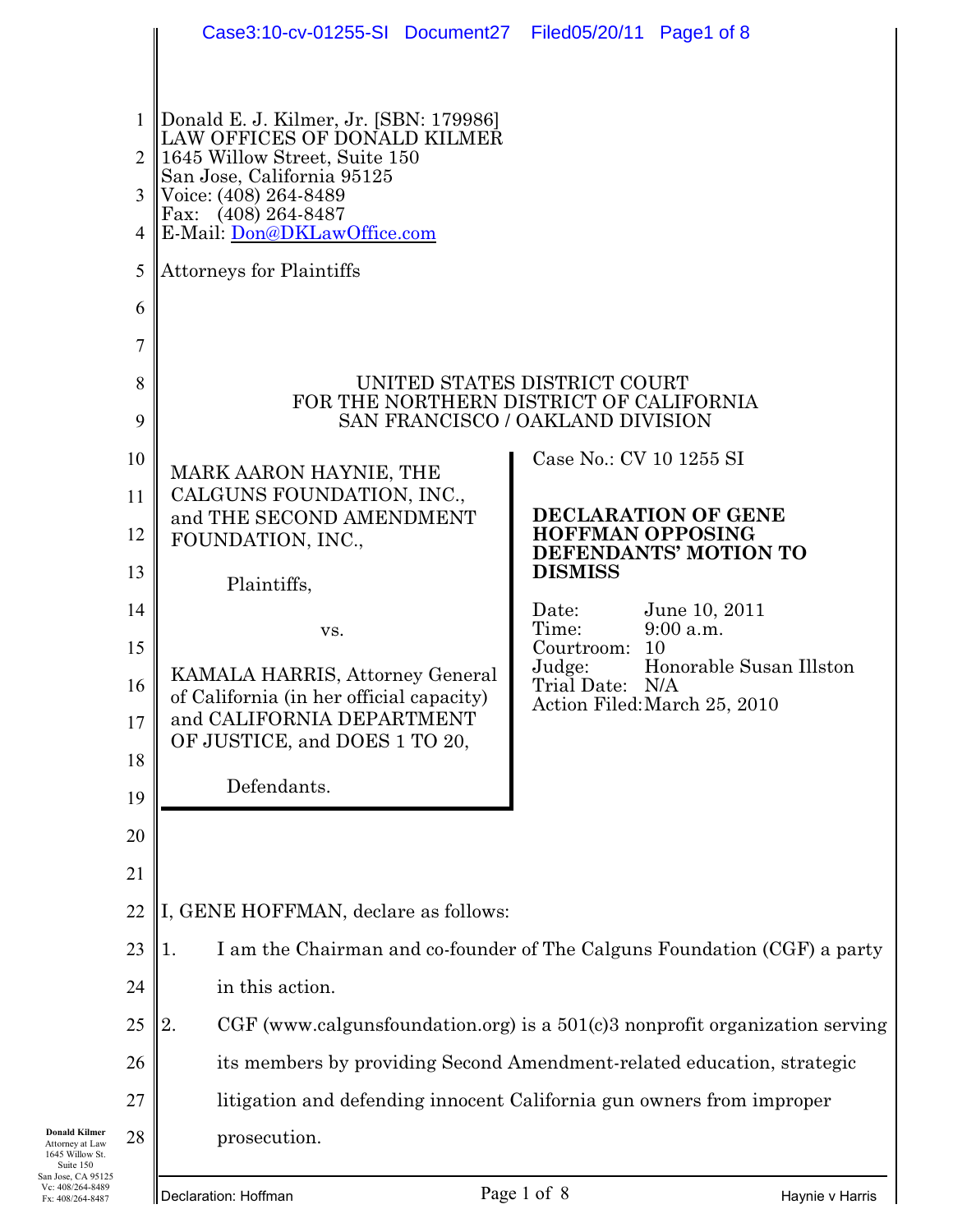Donald E. J. Kilmer, Jr. [SBN: 179986]
LAW OFFICES OF DONALD KILMER
1645 Willow Street, Suite 150
San Jose, California 95125
Voice: (408) 264-8489
Fax: (408) 264-8487
E-Mail: Don@DKLawOffice.com

Attorneys for Plaintiffs

UNITED STATES DISTRICT COURT
FOR THE NORTHERN DISTRICT OF CALIFORNIA
SAN FRANCISCO / OAKLAND DIVISION

| | |
|---|---|
| MARK AARON HAYNIE, THE CALGUNS FOUNDATION, INC., and THE SECOND AMENDMENT FOUNDATION, INC.,<br><br>Plaintiffs,<br><br>vs.<br><br>KAMALA HARRIS, Attorney General of California (in her official capacity) and CALIFORNIA DEPARTMENT OF JUSTICE, and DOES 1 TO 20,<br><br>Defendants. | Case No.: CV 10 1255 SI<br><br>**DECLARATION OF GENE HOFFMAN OPPOSING DEFENDANTS' MOTION TO DISMISS**<br><br>Date: June 10, 2011<br>Time: 9:00 a.m.<br>Courtroom: 10<br>Judge: Honorable Susan Illston<br>Trial Date: N/A<br>Action Filed: March 25, 2010 |

I, GENE HOFFMAN, declare as follows:

1. I am the Chairman and co-founder of The Calguns Foundation (CGF) a party in this action.

2. CGF (www.calgunsfoundation.org) is a 501(c)3 nonprofit organization serving its members by providing Second Amendment-related education, strategic litigation and defending innocent California gun owners from improper prosecution.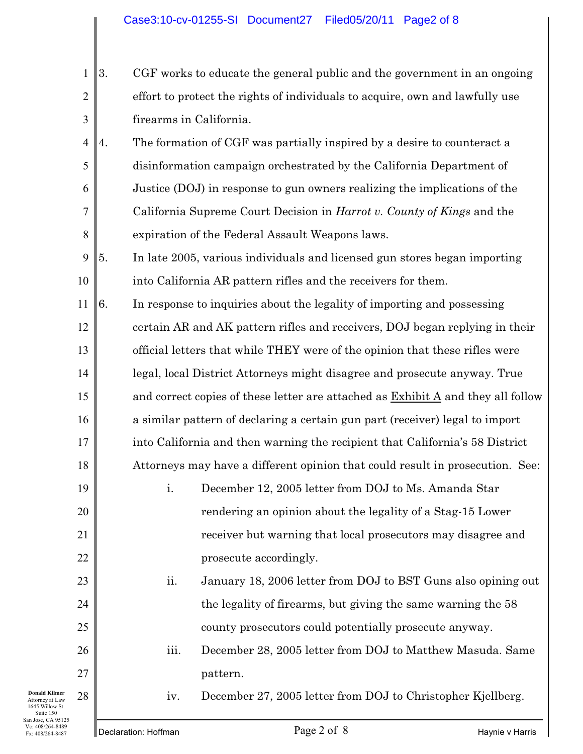3. CGF works to educate the general public and the government in an ongoing effort to protect the rights of individuals to acquire, own and lawfully use firearms in California.

4. The formation of CGF was partially inspired by a desire to counteract a disinformation campaign orchestrated by the California Department of Justice (DOJ) in response to gun owners realizing the implications of the California Supreme Court Decision in *Harrot v. County of Kings* and the expiration of the Federal Assault Weapons laws.

5. In late 2005, various individuals and licensed gun stores began importing into California AR pattern rifles and the receivers for them.

6. In response to inquiries about the legality of importing and possessing certain AR and AK pattern rifles and receivers, DOJ began replying in their official letters that while THEY were of the opinion that these rifles were legal, local District Attorneys might disagree and prosecute anyway. True and correct copies of these letter are attached as <u>Exhibit A</u> and they all follow a similar pattern of declaring a certain gun part (receiver) legal to import into California and then warning the recipient that California's 58 District Attorneys may have a different opinion that could result in prosecution. See:

    i. December 12, 2005 letter from DOJ to Ms. Amanda Star rendering an opinion about the legality of a Stag-15 Lower receiver but warning that local prosecutors may disagree and prosecute accordingly.

    ii. January 18, 2006 letter from DOJ to BST Guns also opining out the legality of firearms, but giving the same warning the 58 county prosecutors could potentially prosecute anyway.

    iii. December 28, 2005 letter from DOJ to Matthew Masuda. Same pattern.

    iv. December 27, 2005 letter from DOJ to Christopher Kjellberg.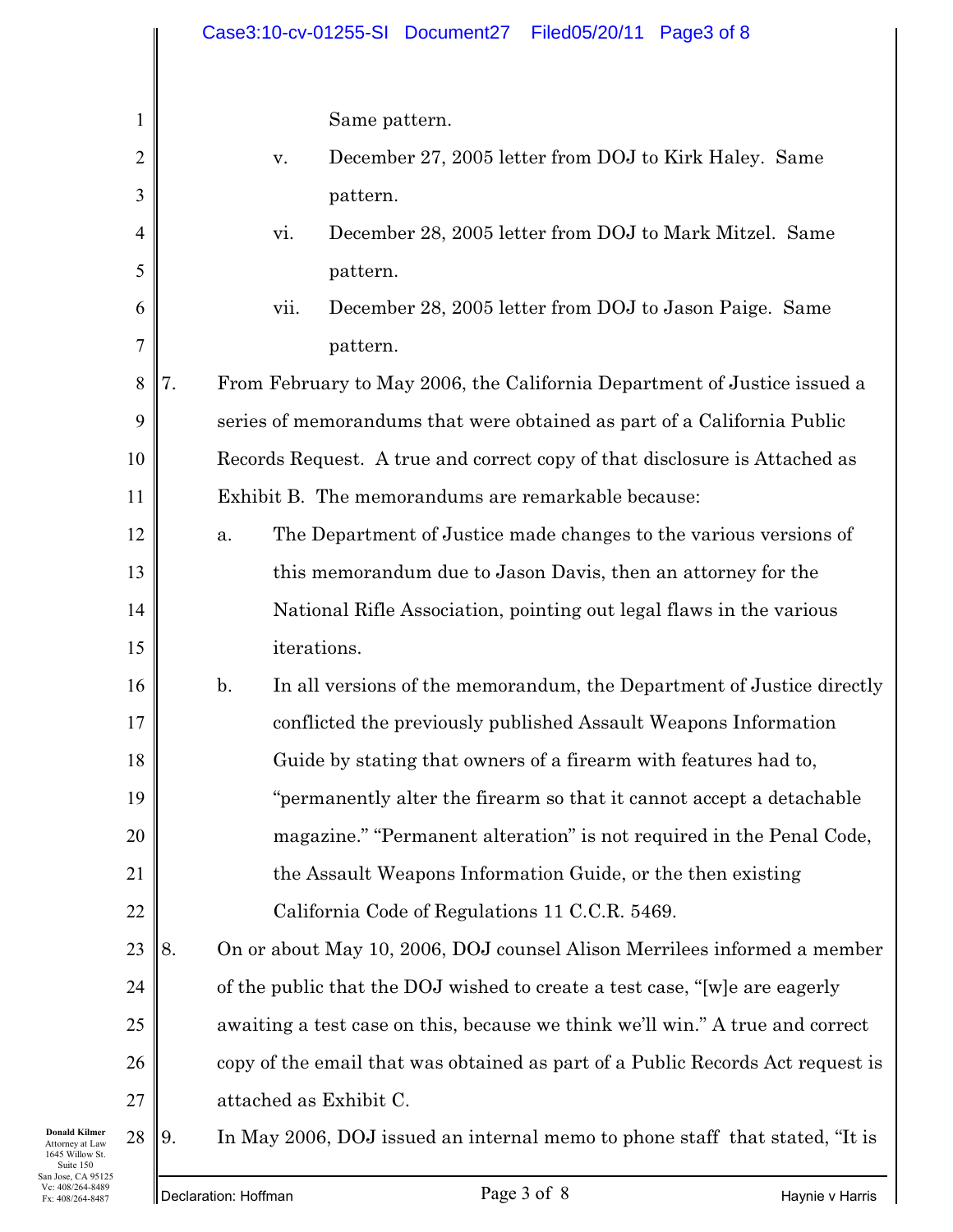Same pattern.

v. December 27, 2005 letter from DOJ to Kirk Haley. Same pattern.

vi. December 28, 2005 letter from DOJ to Mark Mitzel. Same pattern.

vii. December 28, 2005 letter from DOJ to Jason Paige. Same pattern.

7. From February to May 2006, the California Department of Justice issued a series of memorandums that were obtained as part of a California Public Records Request. A true and correct copy of that disclosure is Attached as Exhibit B. The memorandums are remarkable because:

   a. The Department of Justice made changes to the various versions of this memorandum due to Jason Davis, then an attorney for the National Rifle Association, pointing out legal flaws in the various iterations.

   b. In all versions of the memorandum, the Department of Justice directly conflicted the previously published Assault Weapons Information Guide by stating that owners of a firearm with features had to, "permanently alter the firearm so that it cannot accept a detachable magazine." "Permanent alteration" is not required in the Penal Code, the Assault Weapons Information Guide, or the then existing California Code of Regulations 11 C.C.R. 5469.

8. On or about May 10, 2006, DOJ counsel Alison Merrilees informed a member of the public that the DOJ wished to create a test case, "[w]e are eagerly awaiting a test case on this, because we think we'll win." A true and correct copy of the email that was obtained as part of a Public Records Act request is attached as Exhibit C.

9. In May 2006, DOJ issued an internal memo to phone staff that stated, "It is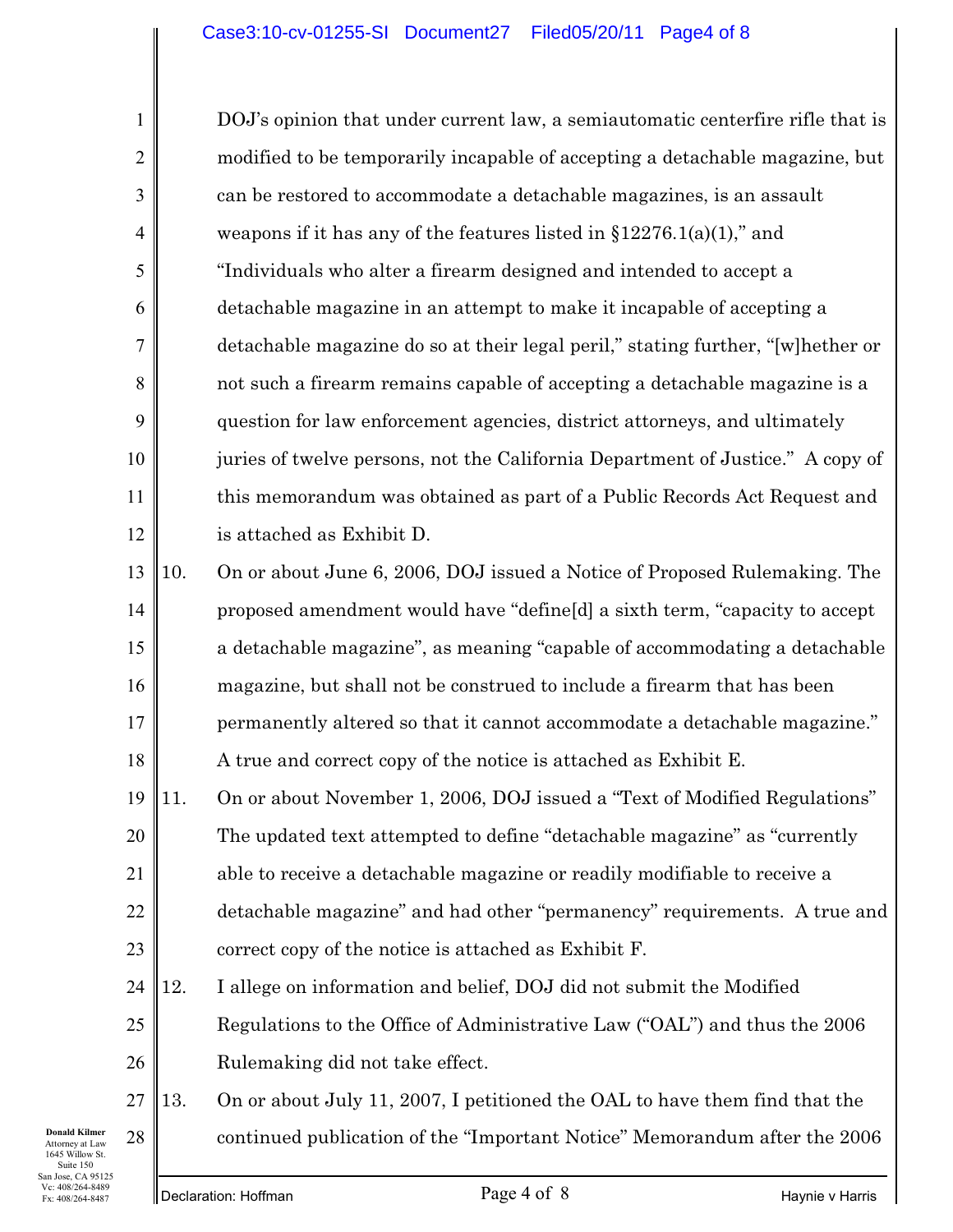DOJ's opinion that under current law, a semiautomatic centerfire rifle that is modified to be temporarily incapable of accepting a detachable magazine, but can be restored to accommodate a detachable magazines, is an assault weapons if it has any of the features listed in §12276.1(a)(1)," and "Individuals who alter a firearm designed and intended to accept a detachable magazine in an attempt to make it incapable of accepting a detachable magazine do so at their legal peril," stating further, "[w]hether or not such a firearm remains capable of accepting a detachable magazine is a question for law enforcement agencies, district attorneys, and ultimately juries of twelve persons, not the California Department of Justice." A copy of this memorandum was obtained as part of a Public Records Act Request and is attached as Exhibit D.

10. On or about June 6, 2006, DOJ issued a Notice of Proposed Rulemaking. The proposed amendment would have "define[d] a sixth term, "capacity to accept a detachable magazine", as meaning "capable of accommodating a detachable magazine, but shall not be construed to include a firearm that has been permanently altered so that it cannot accommodate a detachable magazine." A true and correct copy of the notice is attached as Exhibit E.

11. On or about November 1, 2006, DOJ issued a "Text of Modified Regulations" The updated text attempted to define "detachable magazine" as "currently able to receive a detachable magazine or readily modifiable to receive a detachable magazine" and had other "permanency" requirements. A true and correct copy of the notice is attached as Exhibit F.

12. I allege on information and belief, DOJ did not submit the Modified Regulations to the Office of Administrative Law ("OAL") and thus the 2006 Rulemaking did not take effect.

13. On or about July 11, 2007, I petitioned the OAL to have them find that the continued publication of the "Important Notice" Memorandum after the 2006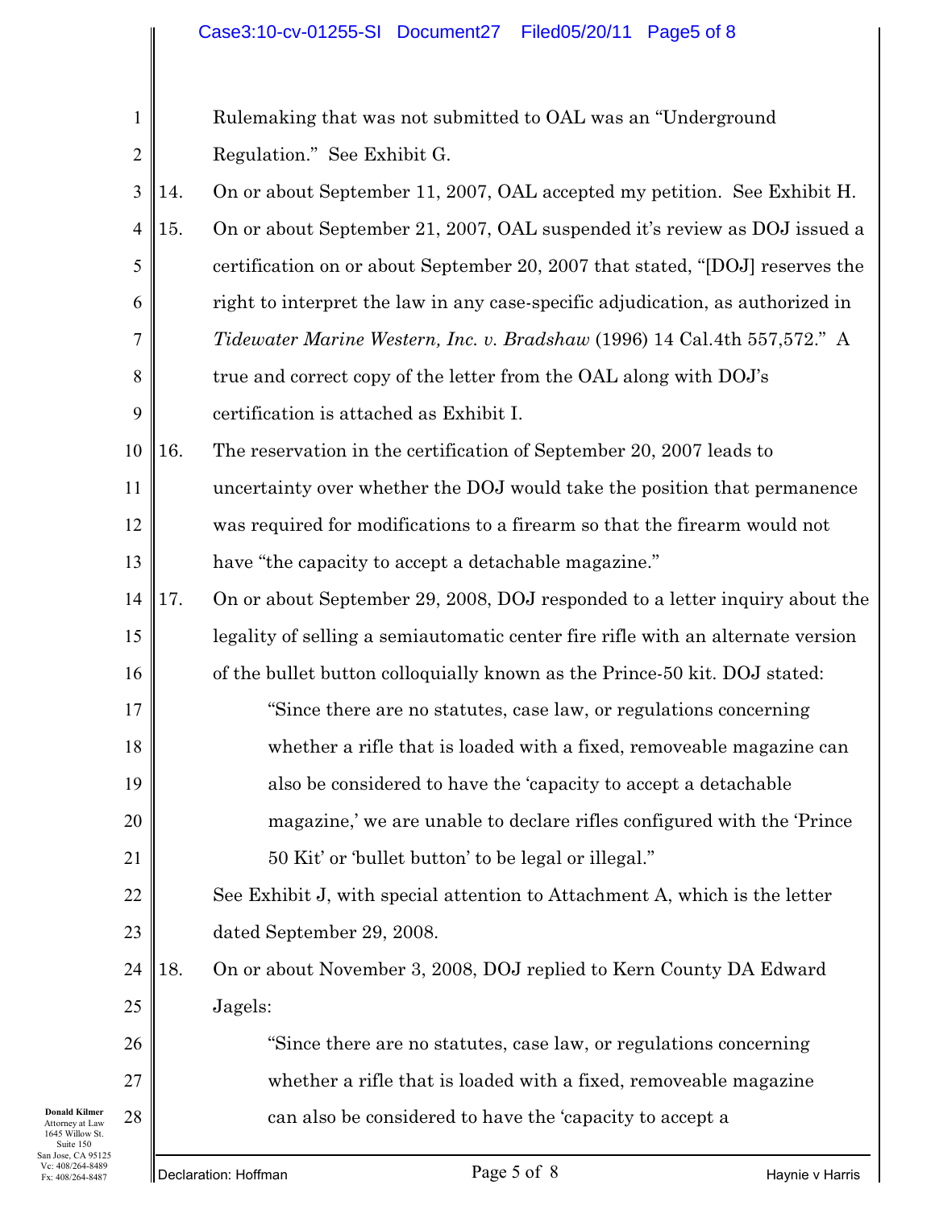Rulemaking that was not submitted to OAL was an "Underground Regulation." See Exhibit G.

14. On or about September 11, 2007, OAL accepted my petition. See Exhibit H.

15. On or about September 21, 2007, OAL suspended it's review as DOJ issued a certification on or about September 20, 2007 that stated, "[DOJ] reserves the right to interpret the law in any case-specific adjudication, as authorized in *Tidewater Marine Western, Inc. v. Bradshaw* (1996) 14 Cal.4th 557,572." A true and correct copy of the letter from the OAL along with DOJ's certification is attached as Exhibit I.

16. The reservation in the certification of September 20, 2007 leads to uncertainty over whether the DOJ would take the position that permanence was required for modifications to a firearm so that the firearm would not have "the capacity to accept a detachable magazine."

17. On or about September 29, 2008, DOJ responded to a letter inquiry about the legality of selling a semiautomatic center fire rifle with an alternate version of the bullet button colloquially known as the Prince-50 kit. DOJ stated:

> "Since there are no statutes, case law, or regulations concerning whether a rifle that is loaded with a fixed, removeable magazine can also be considered to have the 'capacity to accept a detachable magazine,' we are unable to declare rifles configured with the 'Prince 50 Kit' or 'bullet button' to be legal or illegal."

See Exhibit J, with special attention to Attachment A, which is the letter dated September 29, 2008.

18. On or about November 3, 2008, DOJ replied to Kern County DA Edward Jagels:

> "Since there are no statutes, case law, or regulations concerning whether a rifle that is loaded with a fixed, removeable magazine can also be considered to have the 'capacity to accept a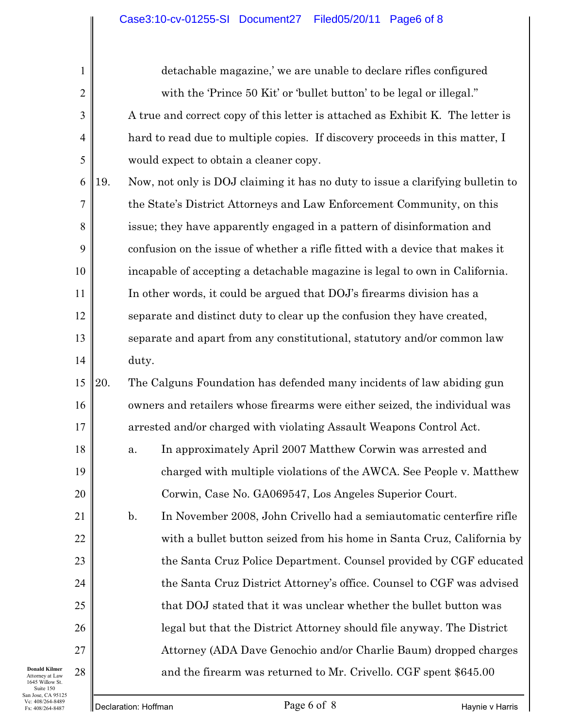detachable magazine,' we are unable to declare rifles configured with the 'Prince 50 Kit' or 'bullet button' to be legal or illegal."

A true and correct copy of this letter is attached as Exhibit K. The letter is hard to read due to multiple copies. If discovery proceeds in this matter, I would expect to obtain a cleaner copy.

19. Now, not only is DOJ claiming it has no duty to issue a clarifying bulletin to the State's District Attorneys and Law Enforcement Community, on this issue; they have apparently engaged in a pattern of disinformation and confusion on the issue of whether a rifle fitted with a device that makes it incapable of accepting a detachable magazine is legal to own in California. In other words, it could be argued that DOJ's firearms division has a separate and distinct duty to clear up the confusion they have created, separate and apart from any constitutional, statutory and/or common law duty.

20. The Calguns Foundation has defended many incidents of law abiding gun owners and retailers whose firearms were either seized, the individual was arrested and/or charged with violating Assault Weapons Control Act.

    a. In approximately April 2007 Matthew Corwin was arrested and charged with multiple violations of the AWCA. See People v. Matthew Corwin, Case No. GA069547, Los Angeles Superior Court.

    b. In November 2008, John Crivello had a semiautomatic centerfire rifle with a bullet button seized from his home in Santa Cruz, California by the Santa Cruz Police Department. Counsel provided by CGF educated the Santa Cruz District Attorney's office. Counsel to CGF was advised that DOJ stated that it was unclear whether the bullet button was legal but that the District Attorney should file anyway. The District Attorney (ADA Dave Genochio and/or Charlie Baum) dropped charges and the firearm was returned to Mr. Crivello. CGF spent $645.00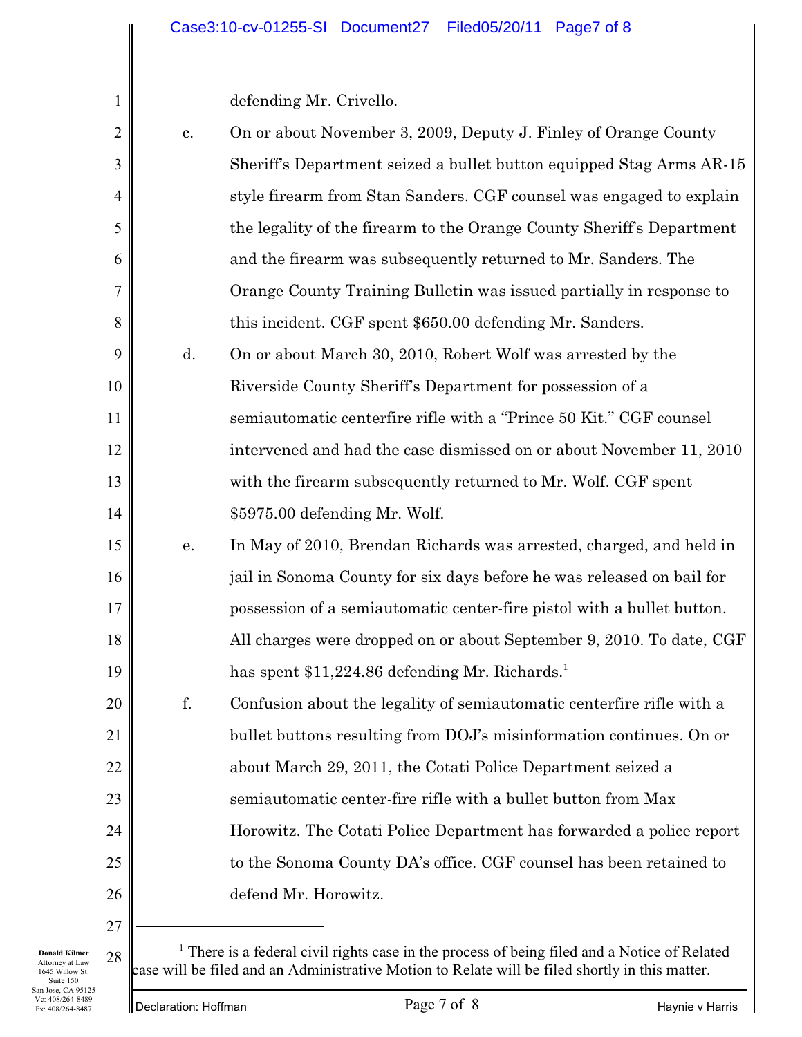defending Mr. Crivello.

c. On or about November 3, 2009, Deputy J. Finley of Orange County Sheriff's Department seized a bullet button equipped Stag Arms AR-15 style firearm from Stan Sanders. CGF counsel was engaged to explain the legality of the firearm to the Orange County Sheriff's Department and the firearm was subsequently returned to Mr. Sanders. The Orange County Training Bulletin was issued partially in response to this incident. CGF spent $650.00 defending Mr. Sanders.

d. On or about March 30, 2010, Robert Wolf was arrested by the Riverside County Sheriff's Department for possession of a semiautomatic centerfire rifle with a "Prince 50 Kit." CGF counsel intervened and had the case dismissed on or about November 11, 2010 with the firearm subsequently returned to Mr. Wolf. CGF spent $5975.00 defending Mr. Wolf.

e. In May of 2010, Brendan Richards was arrested, charged, and held in jail in Sonoma County for six days before he was released on bail for possession of a semiautomatic center-fire pistol with a bullet button. All charges were dropped on or about September 9, 2010. To date, CGF has spent $11,224.86 defending Mr. Richards.[1]

f. Confusion about the legality of semiautomatic centerfire rifle with a bullet buttons resulting from DOJ's misinformation continues. On or about March 29, 2011, the Cotati Police Department seized a semiautomatic center-fire rifle with a bullet button from Max Horowitz. The Cotati Police Department has forwarded a police report to the Sonoma County DA's office. CGF counsel has been retained to defend Mr. Horowitz.

---

[1] There is a federal civil rights case in the process of being filed and a Notice of Related case will be filed and an Administrative Motion to Relate will be filed shortly in this matter.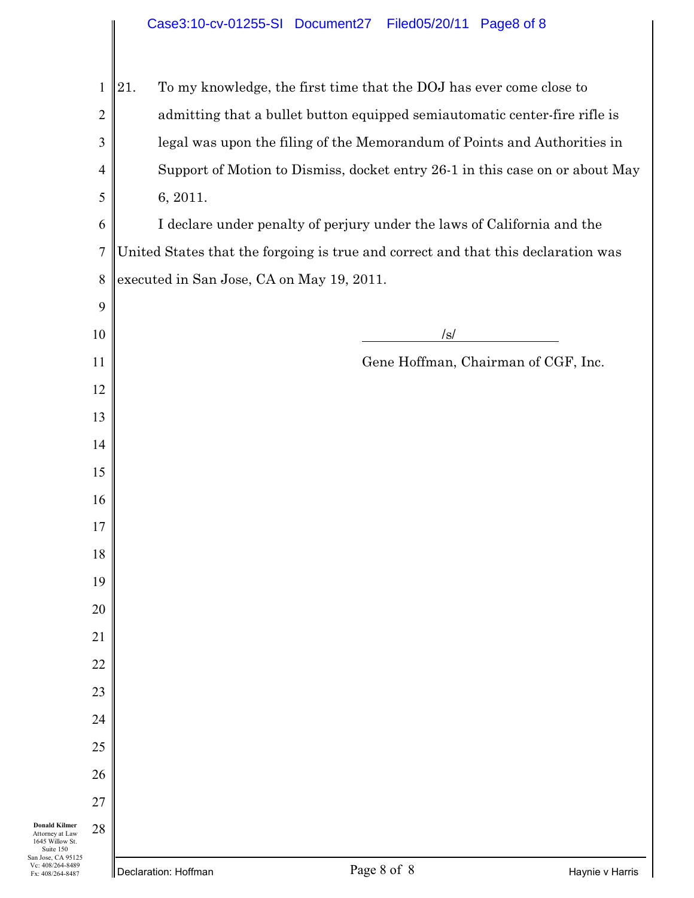21. To my knowledge, the first time that the DOJ has ever come close to admitting that a bullet button equipped semiautomatic center-fire rifle is legal was upon the filing of the Memorandum of Points and Authorities in Support of Motion to Dismiss, docket entry 26-1 in this case on or about May 6, 2011.

I declare under penalty of perjury under the laws of California and the United States that the forgoing is true and correct and that this declaration was executed in San Jose, CA on May 19, 2011.

/s/

Gene Hoffman, Chairman of CGF, Inc.